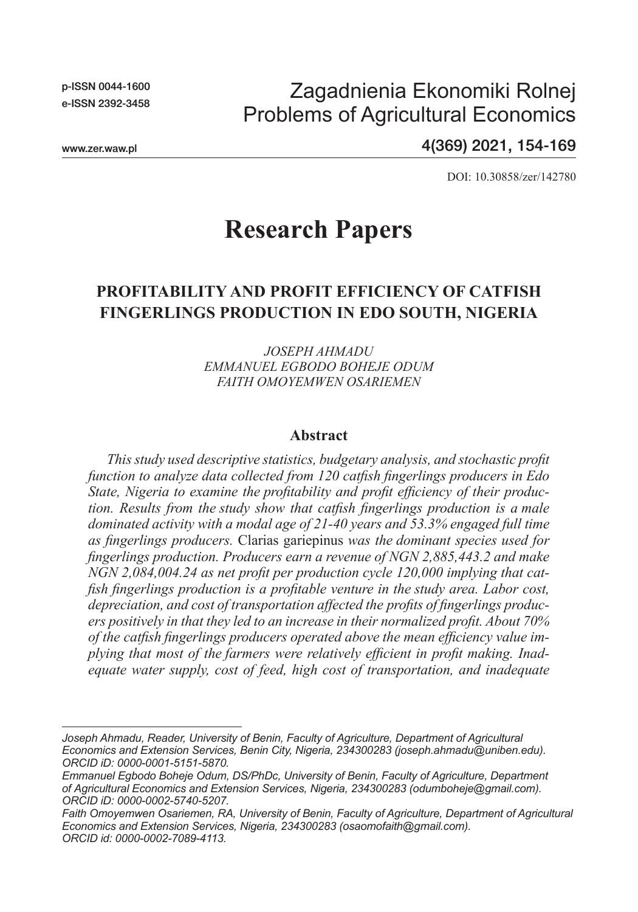p-ISSN 0044-1600
e-ISSN 2392-3458

www.zer.waw.pl

Zagadnienia Ekonomiki Rolnej
Problems of Agricultural Economics

4(369) 2021, 154-169

DOI: 10.30858/zer/142780

# Research Papers

## PROFITABILITY AND PROFIT EFFICIENCY OF CATFISH FINGERLINGS PRODUCTION IN EDO SOUTH, NIGERIA

*JOSEPH AHMADU*
*EMMANUEL EGBODO BOHEJE ODUM*
*FAITH OMOYEMWEN OSARIEMEN*

### Abstract

*This study used descriptive statistics, budgetary analysis, and stochastic profit function to analyze data collected from 120 catfish fingerlings producers in Edo State, Nigeria to examine the profitability and profit efficiency of their production. Results from the study show that catfish fingerlings production is a male dominated activity with a modal age of 21-40 years and 53.3% engaged full time as fingerlings producers.* Clarias gariepinus *was the dominant species used for fingerlings production. Producers earn a revenue of NGN 2,885,443.2 and make NGN 2,084,004.24 as net profit per production cycle 120,000 implying that catfish fingerlings production is a profitable venture in the study area. Labor cost, depreciation, and cost of transportation affected the profits of fingerlings producers positively in that they led to an increase in their normalized profit. About 70% of the catfish fingerlings producers operated above the mean efficiency value implying that most of the farmers were relatively efficient in profit making. Inadequate water supply, cost of feed, high cost of transportation, and inadequate*

---

*Joseph Ahmadu, Reader, University of Benin, Faculty of Agriculture, Department of Agricultural Economics and Extension Services, Benin City, Nigeria, 234300283 (joseph.ahmadu@uniben.edu). ORCID iD: 0000-0001-5151-5870.*

*Emmanuel Egbodo Boheje Odum, DS/PhDc, University of Benin, Faculty of Agriculture, Department of Agricultural Economics and Extension Services, Nigeria, 234300283 (odumboheje@gmail.com). ORCID iD: 0000-0002-5740-5207.*

*Faith Omoyemwen Osariemen, RA, University of Benin, Faculty of Agriculture, Department of Agricultural Economics and Extension Services, Nigeria, 234300283 (osaomofaith@gmail.com). ORCID id: 0000-0002-7089-4113.*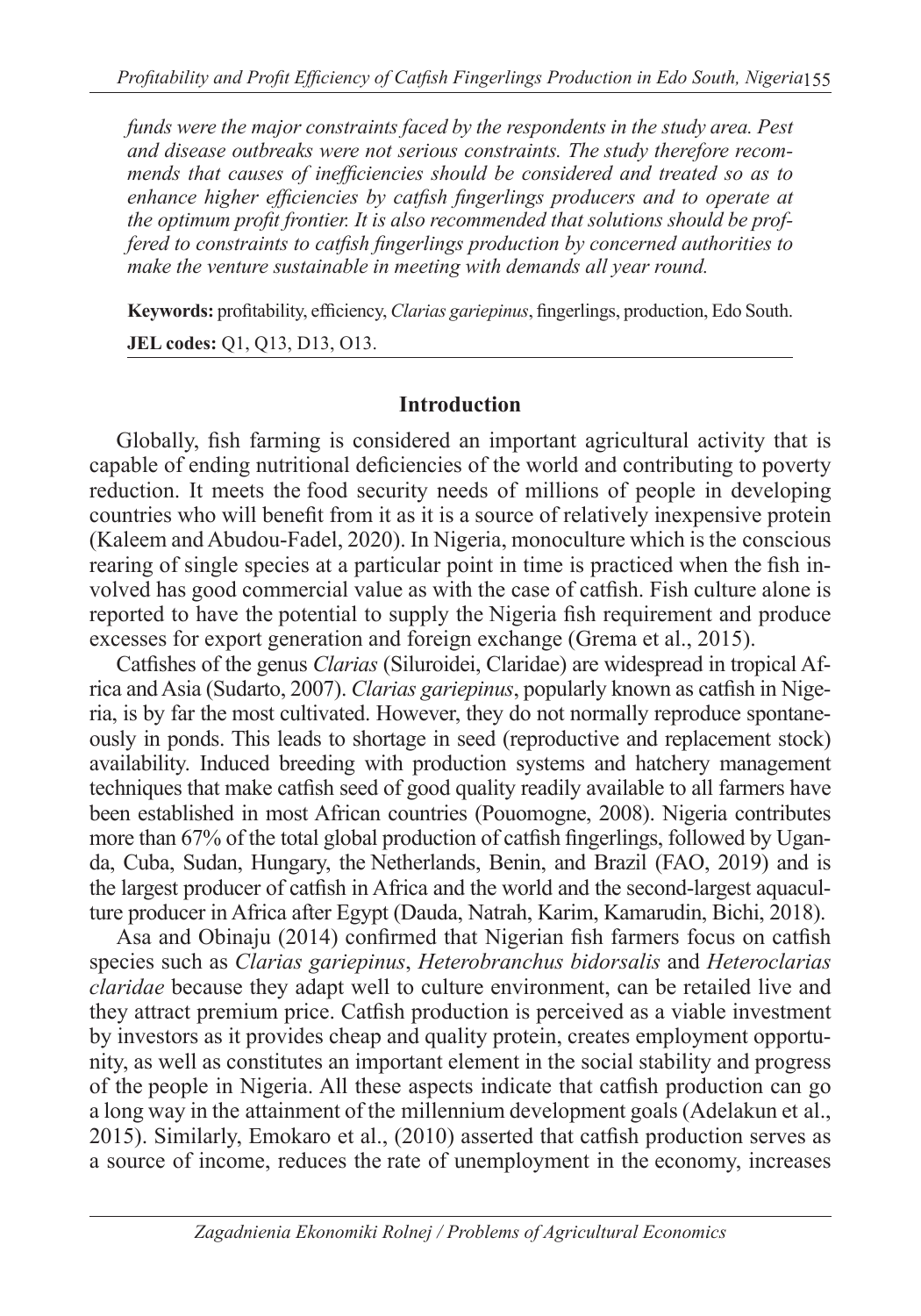*funds were the major constraints faced by the respondents in the study area. Pest and disease outbreaks were not serious constraints. The study therefore recommends that causes of inefficiencies should be considered and treated so as to enhance higher efficiencies by catfish fingerlings producers and to operate at the optimum profit frontier. It is also recommended that solutions should be proffered to constraints to catfish fingerlings production by concerned authorities to make the venture sustainable in meeting with demands all year round.*

**Keywords:** profitability, efficiency, *Clarias gariepinus*, fingerlings, production, Edo South.

**JEL codes:** Q1, Q13, D13, O13.

## Introduction

Globally, fish farming is considered an important agricultural activity that is capable of ending nutritional deficiencies of the world and contributing to poverty reduction. It meets the food security needs of millions of people in developing countries who will benefit from it as it is a source of relatively inexpensive protein (Kaleem and Abudou-Fadel, 2020). In Nigeria, monoculture which is the conscious rearing of single species at a particular point in time is practiced when the fish involved has good commercial value as with the case of catfish. Fish culture alone is reported to have the potential to supply the Nigeria fish requirement and produce excesses for export generation and foreign exchange (Grema et al., 2015).

Catfishes of the genus *Clarias* (Siluroidei, Claridae) are widespread in tropical Africa and Asia (Sudarto, 2007). *Clarias gariepinus*, popularly known as catfish in Nigeria, is by far the most cultivated. However, they do not normally reproduce spontaneously in ponds. This leads to shortage in seed (reproductive and replacement stock) availability. Induced breeding with production systems and hatchery management techniques that make catfish seed of good quality readily available to all farmers have been established in most African countries (Pouomogne, 2008). Nigeria contributes more than 67% of the total global production of catfish fingerlings, followed by Uganda, Cuba, Sudan, Hungary, the Netherlands, Benin, and Brazil (FAO, 2019) and is the largest producer of catfish in Africa and the world and the second-largest aquaculture producer in Africa after Egypt (Dauda, Natrah, Karim, Kamarudin, Bichi, 2018).

Asa and Obinaju (2014) confirmed that Nigerian fish farmers focus on catfish species such as *Clarias gariepinus*, *Heterobranchus bidorsalis* and *Heteroclarias claridae* because they adapt well to culture environment, can be retailed live and they attract premium price. Catfish production is perceived as a viable investment by investors as it provides cheap and quality protein, creates employment opportunity, as well as constitutes an important element in the social stability and progress of the people in Nigeria. All these aspects indicate that catfish production can go a long way in the attainment of the millennium development goals (Adelakun et al., 2015). Similarly, Emokaro et al., (2010) asserted that catfish production serves as a source of income, reduces the rate of unemployment in the economy, increases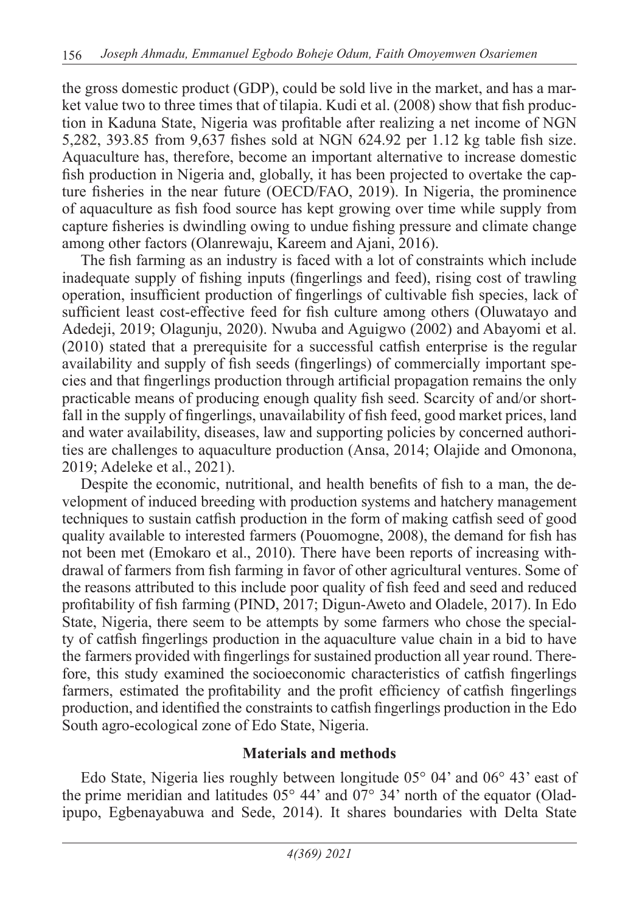the gross domestic product (GDP), could be sold live in the market, and has a market value two to three times that of tilapia. Kudi et al. (2008) show that fish production in Kaduna State, Nigeria was profitable after realizing a net income of NGN 5,282, 393.85 from 9,637 fishes sold at NGN 624.92 per 1.12 kg table fish size. Aquaculture has, therefore, become an important alternative to increase domestic fish production in Nigeria and, globally, it has been projected to overtake the capture fisheries in the near future (OECD/FAO, 2019). In Nigeria, the prominence of aquaculture as fish food source has kept growing over time while supply from capture fisheries is dwindling owing to undue fishing pressure and climate change among other factors (Olanrewaju, Kareem and Ajani, 2016).

The fish farming as an industry is faced with a lot of constraints which include inadequate supply of fishing inputs (fingerlings and feed), rising cost of trawling operation, insufficient production of fingerlings of cultivable fish species, lack of sufficient least cost-effective feed for fish culture among others (Oluwatayo and Adedeji, 2019; Olagunju, 2020). Nwuba and Aguigwo (2002) and Abayomi et al. (2010) stated that a prerequisite for a successful catfish enterprise is the regular availability and supply of fish seeds (fingerlings) of commercially important species and that fingerlings production through artificial propagation remains the only practicable means of producing enough quality fish seed. Scarcity of and/or shortfall in the supply of fingerlings, unavailability of fish feed, good market prices, land and water availability, diseases, law and supporting policies by concerned authorities are challenges to aquaculture production (Ansa, 2014; Olajide and Omonona, 2019; Adeleke et al., 2021).

Despite the economic, nutritional, and health benefits of fish to a man, the development of induced breeding with production systems and hatchery management techniques to sustain catfish production in the form of making catfish seed of good quality available to interested farmers (Pouomogne, 2008), the demand for fish has not been met (Emokaro et al., 2010). There have been reports of increasing withdrawal of farmers from fish farming in favor of other agricultural ventures. Some of the reasons attributed to this include poor quality of fish feed and seed and reduced profitability of fish farming (PIND, 2017; Digun-Aweto and Oladele, 2017). In Edo State, Nigeria, there seem to be attempts by some farmers who chose the specialty of catfish fingerlings production in the aquaculture value chain in a bid to have the farmers provided with fingerlings for sustained production all year round. Therefore, this study examined the socioeconomic characteristics of catfish fingerlings farmers, estimated the profitability and the profit efficiency of catfish fingerlings production, and identified the constraints to catfish fingerlings production in the Edo South agro-ecological zone of Edo State, Nigeria.

## Materials and methods

Edo State, Nigeria lies roughly between longitude 05° 04' and 06° 43' east of the prime meridian and latitudes 05° 44' and 07° 34' north of the equator (Oladipupo, Egbenayabuwa and Sede, 2014). It shares boundaries with Delta State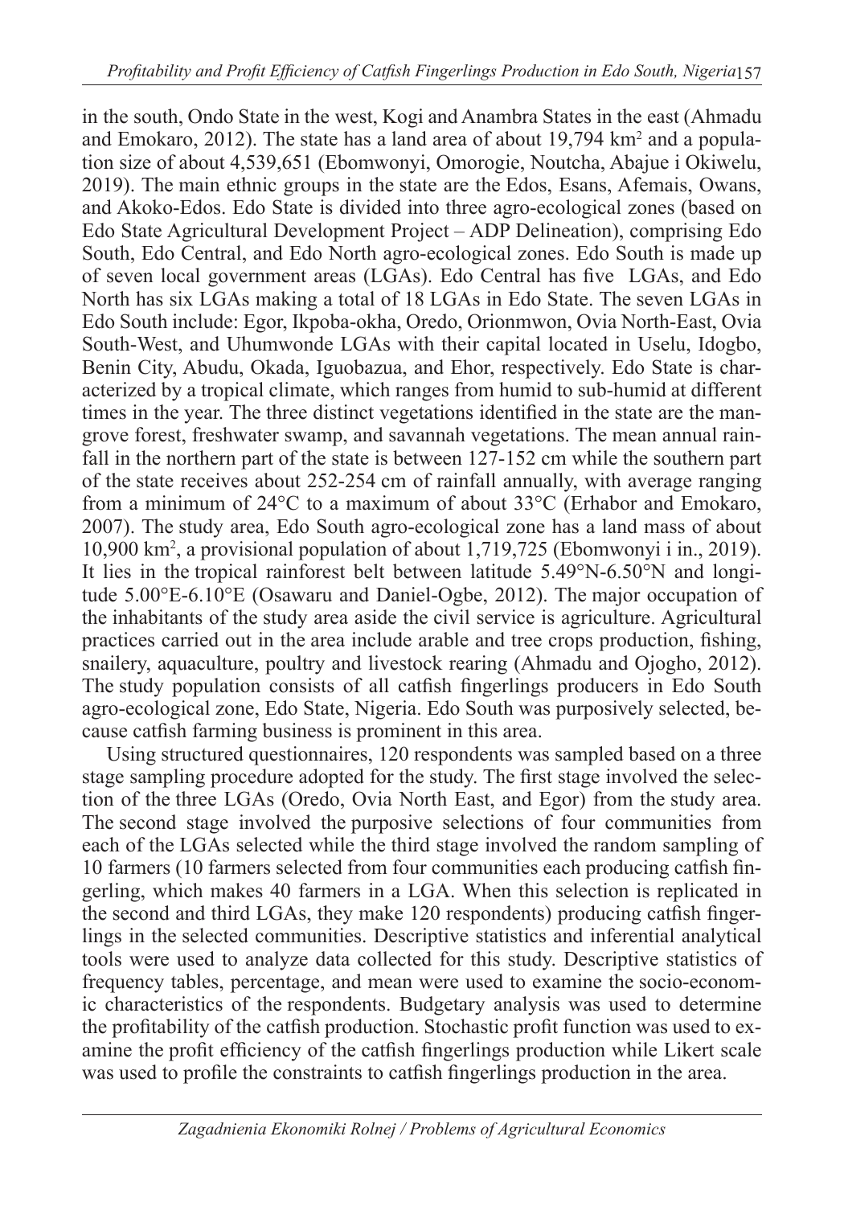in the south, Ondo State in the west, Kogi and Anambra States in the east (Ahmadu and Emokaro, 2012). The state has a land area of about 19,794 km$^2$ and a population size of about 4,539,651 (Ebomwonyi, Omorogie, Noutcha, Abajue i Okiwelu, 2019). The main ethnic groups in the state are the Edos, Esans, Afemais, Owans, and Akoko-Edos. Edo State is divided into three agro-ecological zones (based on Edo State Agricultural Development Project – ADP Delineation), comprising Edo South, Edo Central, and Edo North agro-ecological zones. Edo South is made up of seven local government areas (LGAs). Edo Central has five LGAs, and Edo North has six LGAs making a total of 18 LGAs in Edo State. The seven LGAs in Edo South include: Egor, Ikpoba-okha, Oredo, Orionmwon, Ovia North-East, Ovia South-West, and Uhumwonde LGAs with their capital located in Uselu, Idogbo, Benin City, Abudu, Okada, Iguobazua, and Ehor, respectively. Edo State is characterized by a tropical climate, which ranges from humid to sub-humid at different times in the year. The three distinct vegetations identified in the state are the mangrove forest, freshwater swamp, and savannah vegetations. The mean annual rainfall in the northern part of the state is between 127-152 cm while the southern part of the state receives about 252-254 cm of rainfall annually, with average ranging from a minimum of 24°C to a maximum of about 33°C (Erhabor and Emokaro, 2007). The study area, Edo South agro-ecological zone has a land mass of about 10,900 km$^2$, a provisional population of about 1,719,725 (Ebomwonyi i in., 2019). It lies in the tropical rainforest belt between latitude 5.49°N-6.50°N and longitude 5.00°E-6.10°E (Osawaru and Daniel-Ogbe, 2012). The major occupation of the inhabitants of the study area aside the civil service is agriculture. Agricultural practices carried out in the area include arable and tree crops production, fishing, snailery, aquaculture, poultry and livestock rearing (Ahmadu and Ojogho, 2012). The study population consists of all catfish fingerlings producers in Edo South agro-ecological zone, Edo State, Nigeria. Edo South was purposively selected, because catfish farming business is prominent in this area.

Using structured questionnaires, 120 respondents was sampled based on a three stage sampling procedure adopted for the study. The first stage involved the selection of the three LGAs (Oredo, Ovia North East, and Egor) from the study area. The second stage involved the purposive selections of four communities from each of the LGAs selected while the third stage involved the random sampling of 10 farmers (10 farmers selected from four communities each producing catfish fingerling, which makes 40 farmers in a LGA. When this selection is replicated in the second and third LGAs, they make 120 respondents) producing catfish fingerlings in the selected communities. Descriptive statistics and inferential analytical tools were used to analyze data collected for this study. Descriptive statistics of frequency tables, percentage, and mean were used to examine the socio-economic characteristics of the respondents. Budgetary analysis was used to determine the profitability of the catfish production. Stochastic profit function was used to examine the profit efficiency of the catfish fingerlings production while Likert scale was used to profile the constraints to catfish fingerlings production in the area.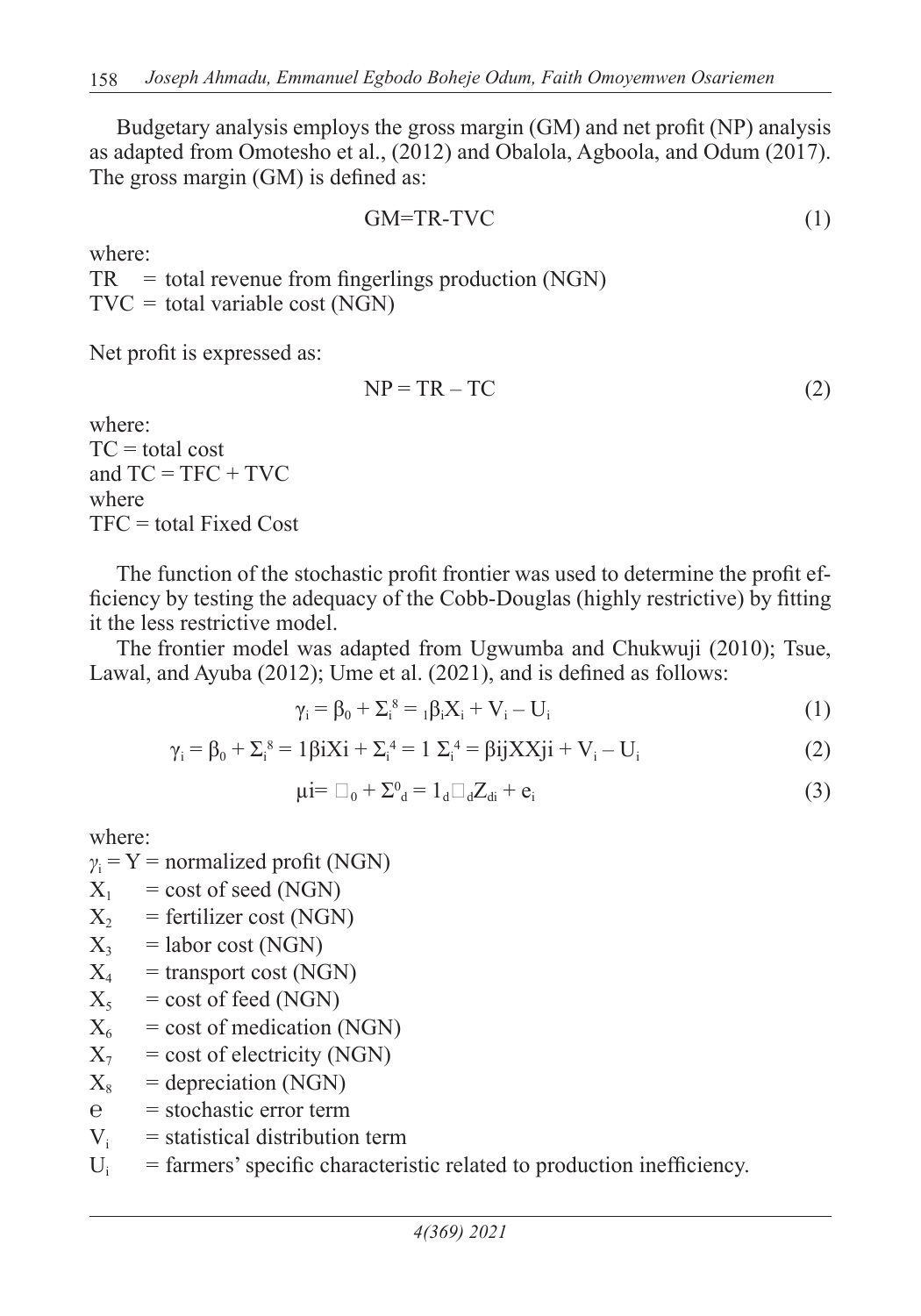Budgetary analysis employs the gross margin (GM) and net profit (NP) analysis as adapted from Omotesho et al., (2012) and Obalola, Agboola, and Odum (2017). The gross margin (GM) is defined as:

$$GM=TR-TVC \tag{1}$$

where:
TR = total revenue from fingerlings production (NGN)
TVC = total variable cost (NGN)

Net profit is expressed as:

$$NP = TR - TC \tag{2}$$

where:
TC = total cost
and TC = TFC + TVC
where
TFC = total Fixed Cost

The function of the stochastic profit frontier was used to determine the profit efficiency by testing the adequacy of the Cobb-Douglas (highly restrictive) by fitting it the less restrictive model.

The frontier model was adapted from Ugwumba and Chukwuji (2010); Tsue, Lawal, and Ayuba (2012); Ume et al. (2021), and is defined as follows:

$$\gamma_i = \beta_0 + \Sigma_i^8 = {}_1\beta_i X_i + V_i - U_i \tag{1}$$

$$\gamma_i = \beta_0 + \Sigma_i^8 = 1\beta iXi + \Sigma_i^4 = 1\ \Sigma_i^4 = \beta ijXXji + V_i - U_i \tag{2}$$

$$\mu i= \square_0 + \Sigma^0_d = 1_d \square_d Z_{di} + e_i \tag{3}$$

where:
$\gamma_i$ = Y = normalized profit (NGN)
$X_1$ = cost of seed (NGN)
$X_2$ = fertilizer cost (NGN)
$X_3$ = labor cost (NGN)
$X_4$ = transport cost (NGN)
$X_5$ = cost of feed (NGN)
$X_6$ = cost of medication (NGN)
$X_7$ = cost of electricity (NGN)
$X_8$ = depreciation (NGN)
e = stochastic error term
$V_i$ = statistical distribution term
$U_i$ = farmers' specific characteristic related to production inefficiency.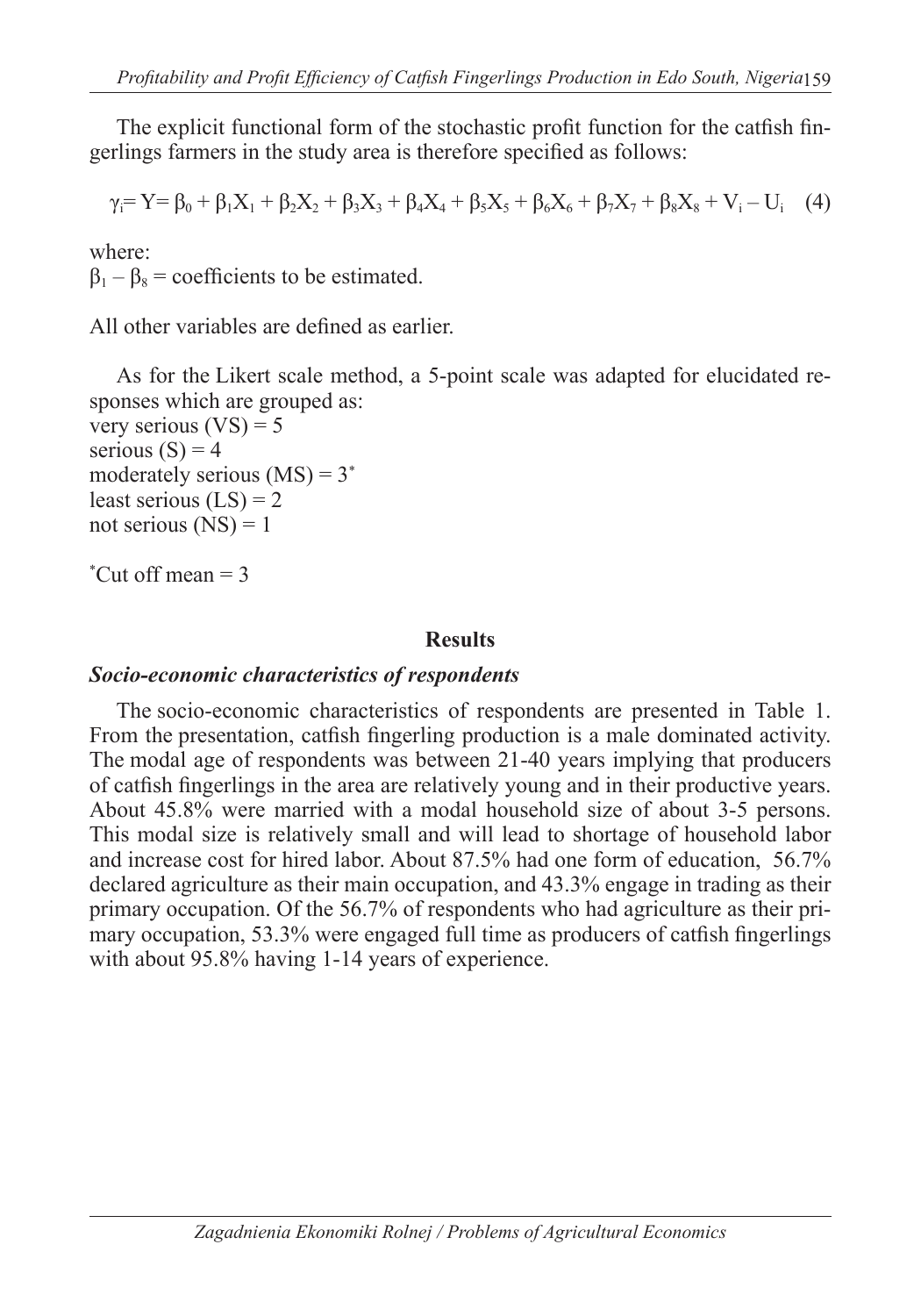The explicit functional form of the stochastic profit function for the catfish fingerlings farmers in the study area is therefore specified as follows:

$$\gamma_i = Y = \beta_0 + \beta_1X_1 + \beta_2X_2 + \beta_3X_3 + \beta_4X_4 + \beta_5X_5 + \beta_6X_6 + \beta_7X_7 + \beta_8X_8 + V_i - U_i \quad (4)$$

where:
$\beta_1 - \beta_8$ = coefficients to be estimated.

All other variables are defined as earlier.

As for the Likert scale method, a 5-point scale was adapted for elucidated responses which are grouped as:
very serious (VS) = 5
serious (S) = 4
moderately serious (MS) = 3*
least serious (LS) = 2
not serious (NS) = 1

*Cut off mean = 3

## Results

### *Socio-economic characteristics of respondents*

The socio-economic characteristics of respondents are presented in Table 1. From the presentation, catfish fingerling production is a male dominated activity. The modal age of respondents was between 21-40 years implying that producers of catfish fingerlings in the area are relatively young and in their productive years. About 45.8% were married with a modal household size of about 3-5 persons. This modal size is relatively small and will lead to shortage of household labor and increase cost for hired labor. About 87.5% had one form of education, 56.7% declared agriculture as their main occupation, and 43.3% engage in trading as their primary occupation. Of the 56.7% of respondents who had agriculture as their primary occupation, 53.3% were engaged full time as producers of catfish fingerlings with about 95.8% having 1-14 years of experience.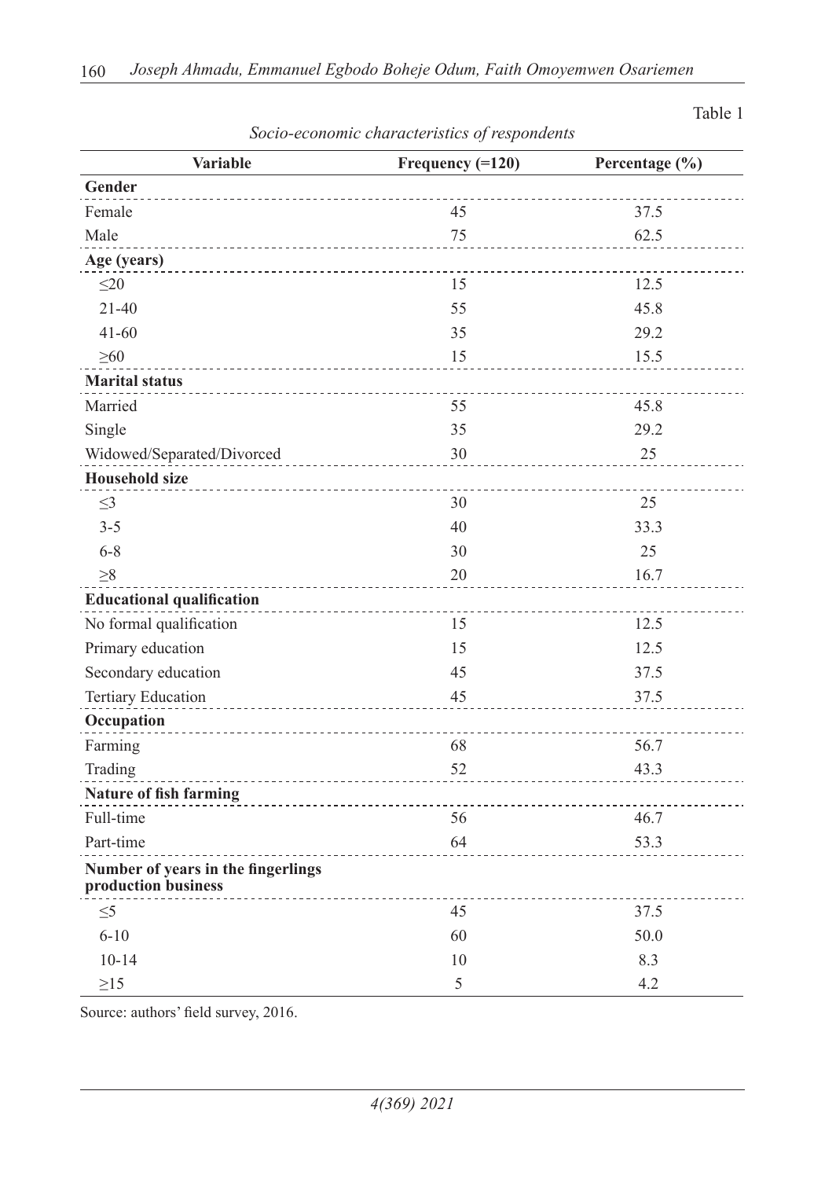Table 1

*Socio-economic characteristics of respondents*

| Variable | Frequency (=120) | Percentage (%) |
|---|---|---|
| **Gender** | | |
| Female | 45 | 37.5 |
| Male | 75 | 62.5 |
| **Age (years)** | | |
| ≤20 | 15 | 12.5 |
| 21-40 | 55 | 45.8 |
| 41-60 | 35 | 29.2 |
| ≥60 | 15 | 15.5 |
| **Marital status** | | |
| Married | 55 | 45.8 |
| Single | 35 | 29.2 |
| Widowed/Separated/Divorced | 30 | 25 |
| **Household size** | | |
| ≤3 | 30 | 25 |
| 3-5 | 40 | 33.3 |
| 6-8 | 30 | 25 |
| ≥8 | 20 | 16.7 |
| **Educational qualification** | | |
| No formal qualification | 15 | 12.5 |
| Primary education | 15 | 12.5 |
| Secondary education | 45 | 37.5 |
| Tertiary Education | 45 | 37.5 |
| **Occupation** | | |
| Farming | 68 | 56.7 |
| Trading | 52 | 43.3 |
| **Nature of fish farming** | | |
| Full-time | 56 | 46.7 |
| Part-time | 64 | 53.3 |
| **Number of years in the fingerlings production business** | | |
| ≤5 | 45 | 37.5 |
| 6-10 | 60 | 50.0 |
| 10-14 | 10 | 8.3 |
| ≥15 | 5 | 4.2 |

Source: authors' field survey, 2016.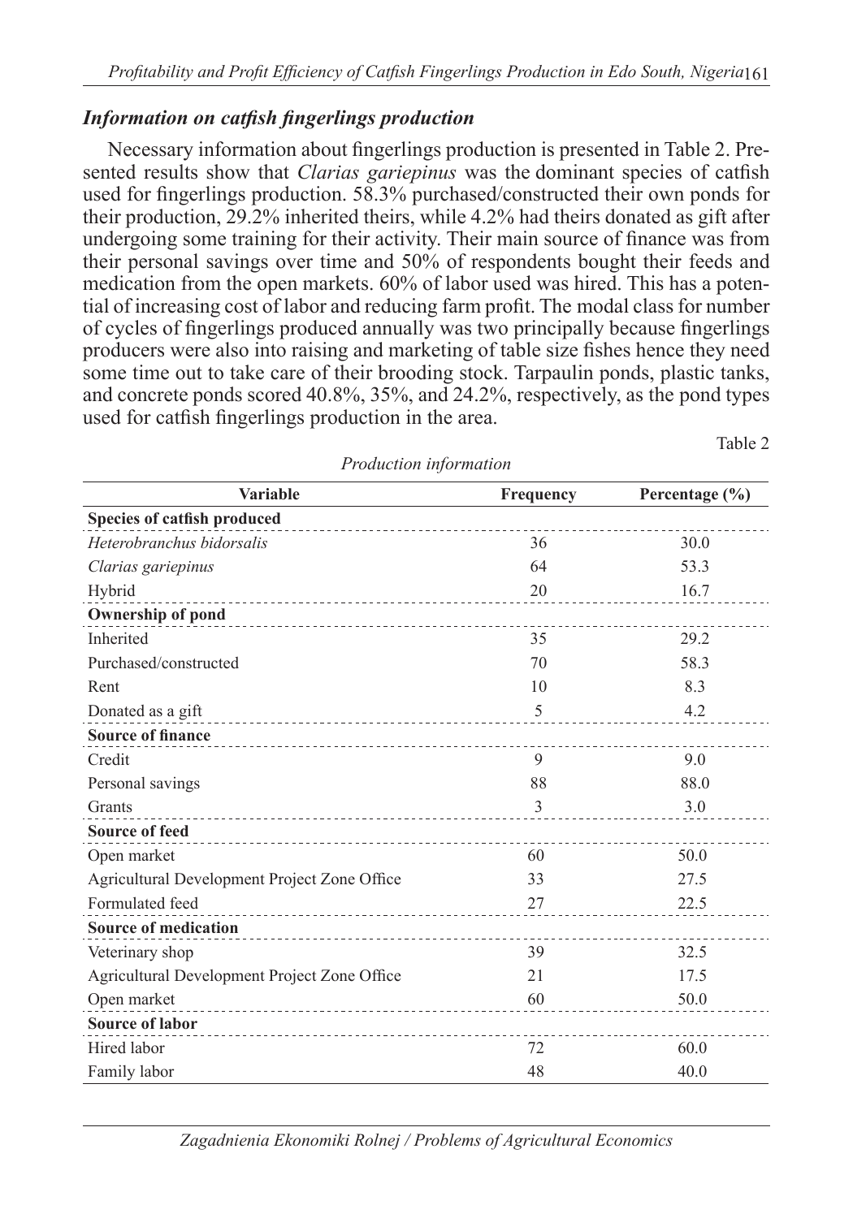### *Information on catfish fingerlings production*

Necessary information about fingerlings production is presented in Table 2. Presented results show that *Clarias gariepinus* was the dominant species of catfish used for fingerlings production. 58.3% purchased/constructed their own ponds for their production, 29.2% inherited theirs, while 4.2% had theirs donated as gift after undergoing some training for their activity. Their main source of finance was from their personal savings over time and 50% of respondents bought their feeds and medication from the open markets. 60% of labor used was hired. This has a potential of increasing cost of labor and reducing farm profit. The modal class for number of cycles of fingerlings produced annually was two principally because fingerlings producers were also into raising and marketing of table size fishes hence they need some time out to take care of their brooding stock. Tarpaulin ponds, plastic tanks, and concrete ponds scored 40.8%, 35%, and 24.2%, respectively, as the pond types used for catfish fingerlings production in the area.

Table 2

*Production information*

| Variable | Frequency | Percentage (%) |
|---|---|---|
| **Species of catfish produced** | | |
| *Heterobranchus bidorsalis* | 36 | 30.0 |
| *Clarias gariepinus* | 64 | 53.3 |
| Hybrid | 20 | 16.7 |
| **Ownership of pond** | | |
| Inherited | 35 | 29.2 |
| Purchased/constructed | 70 | 58.3 |
| Rent | 10 | 8.3 |
| Donated as a gift | 5 | 4.2 |
| **Source of finance** | | |
| Credit | 9 | 9.0 |
| Personal savings | 88 | 88.0 |
| Grants | 3 | 3.0 |
| **Source of feed** | | |
| Open market | 60 | 50.0 |
| Agricultural Development Project Zone Office | 33 | 27.5 |
| Formulated feed | 27 | 22.5 |
| **Source of medication** | | |
| Veterinary shop | 39 | 32.5 |
| Agricultural Development Project Zone Office | 21 | 17.5 |
| Open market | 60 | 50.0 |
| **Source of labor** | | |
| Hired labor | 72 | 60.0 |
| Family labor | 48 | 40.0 |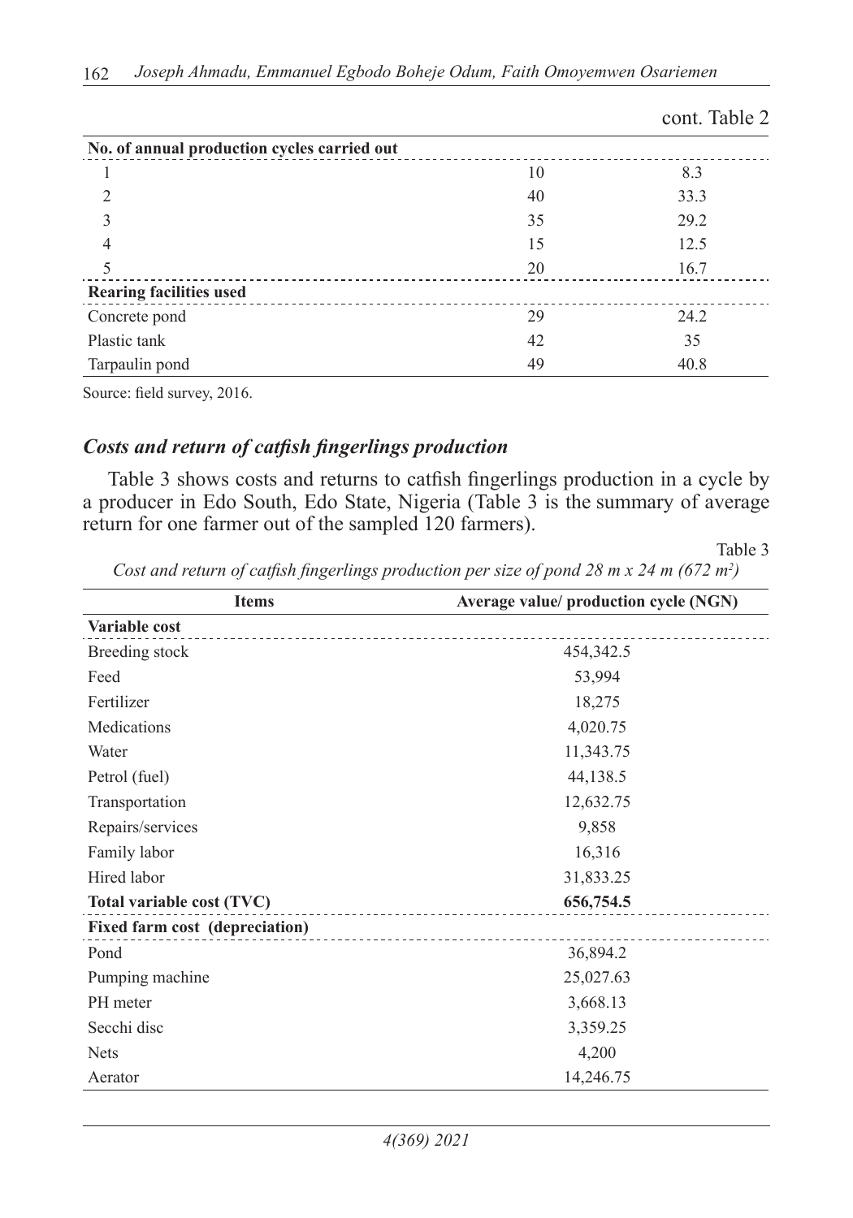cont. Table 2

| | | |
|---|---|---|
| **No. of annual production cycles carried out** | | |
| 1 | 10 | 8.3 |
| 2 | 40 | 33.3 |
| 3 | 35 | 29.2 |
| 4 | 15 | 12.5 |
| 5 | 20 | 16.7 |
| **Rearing facilities used** | | |
| Concrete pond | 29 | 24.2 |
| Plastic tank | 42 | 35 |
| Tarpaulin pond | 49 | 40.8 |

Source: field survey, 2016.

### *Costs and return of catfish fingerlings production*

Table 3 shows costs and returns to catfish fingerlings production in a cycle by a producer in Edo South, Edo State, Nigeria (Table 3 is the summary of average return for one farmer out of the sampled 120 farmers).

Table 3

*Cost and return of catfish fingerlings production per size of pond 28 m x 24 m (672 m²)*

| Items | Average value/ production cycle (NGN) |
|---|---|
| **Variable cost** | |
| Breeding stock | 454,342.5 |
| Feed | 53,994 |
| Fertilizer | 18,275 |
| Medications | 4,020.75 |
| Water | 11,343.75 |
| Petrol (fuel) | 44,138.5 |
| Transportation | 12,632.75 |
| Repairs/services | 9,858 |
| Family labor | 16,316 |
| Hired labor | 31,833.25 |
| **Total variable cost (TVC)** | **656,754.5** |
| **Fixed farm cost (depreciation)** | |
| Pond | 36,894.2 |
| Pumping machine | 25,027.63 |
| PH meter | 3,668.13 |
| Secchi disc | 3,359.25 |
| Nets | 4,200 |
| Aerator | 14,246.75 |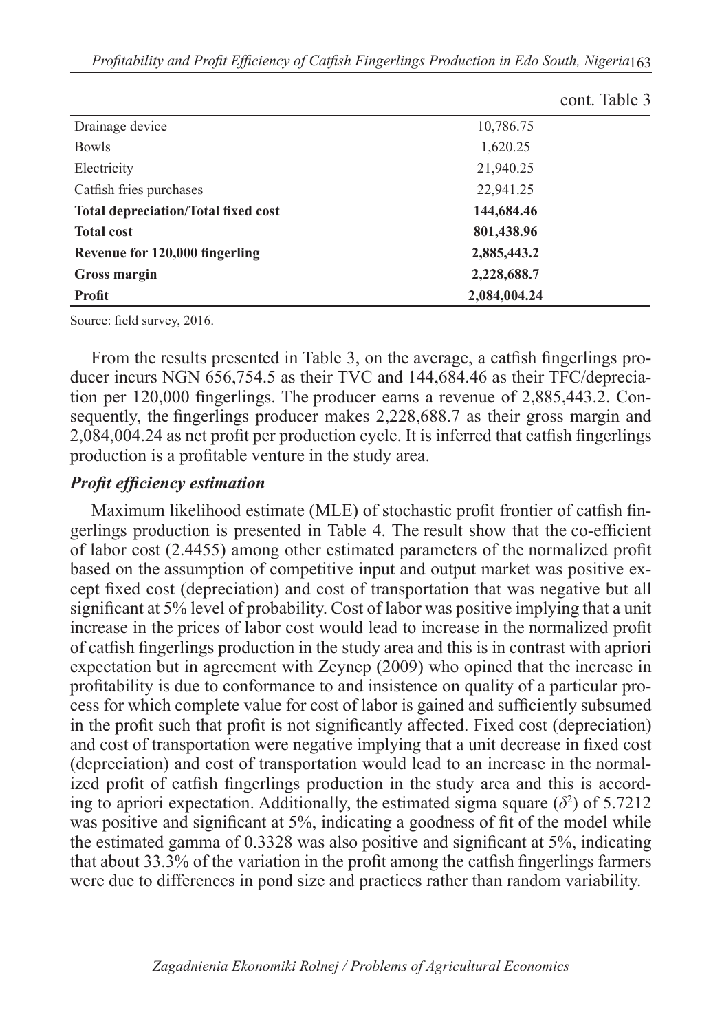cont. Table 3

| | |
|---|---|
| Drainage device | 10,786.75 |
| Bowls | 1,620.25 |
| Electricity | 21,940.25 |
| Catfish fries purchases | 22,941.25 |
| **Total depreciation/Total fixed cost** | **144,684.46** |
| **Total cost** | **801,438.96** |
| **Revenue for 120,000 fingerling** | **2,885,443.2** |
| **Gross margin** | **2,228,688.7** |
| **Profit** | **2,084,004.24** |

Source: field survey, 2016.

From the results presented in Table 3, on the average, a catfish fingerlings producer incurs NGN 656,754.5 as their TVC and 144,684.46 as their TFC/depreciation per 120,000 fingerlings. The producer earns a revenue of 2,885,443.2. Consequently, the fingerlings producer makes 2,228,688.7 as their gross margin and 2,084,004.24 as net profit per production cycle. It is inferred that catfish fingerlings production is a profitable venture in the study area.

### *Profit efficiency estimation*

Maximum likelihood estimate (MLE) of stochastic profit frontier of catfish fingerlings production is presented in Table 4. The result show that the co-efficient of labor cost (2.4455) among other estimated parameters of the normalized profit based on the assumption of competitive input and output market was positive except fixed cost (depreciation) and cost of transportation that was negative but all significant at 5% level of probability. Cost of labor was positive implying that a unit increase in the prices of labor cost would lead to increase in the normalized profit of catfish fingerlings production in the study area and this is in contrast with apriori expectation but in agreement with Zeynep (2009) who opined that the increase in profitability is due to conformance to and insistence on quality of a particular process for which complete value for cost of labor is gained and sufficiently subsumed in the profit such that profit is not significantly affected. Fixed cost (depreciation) and cost of transportation were negative implying that a unit decrease in fixed cost (depreciation) and cost of transportation would lead to an increase in the normalized profit of catfish fingerlings production in the study area and this is according to apriori expectation. Additionally, the estimated sigma square ($\delta^2$) of 5.7212 was positive and significant at 5%, indicating a goodness of fit of the model while the estimated gamma of 0.3328 was also positive and significant at 5%, indicating that about 33.3% of the variation in the profit among the catfish fingerlings farmers were due to differences in pond size and practices rather than random variability.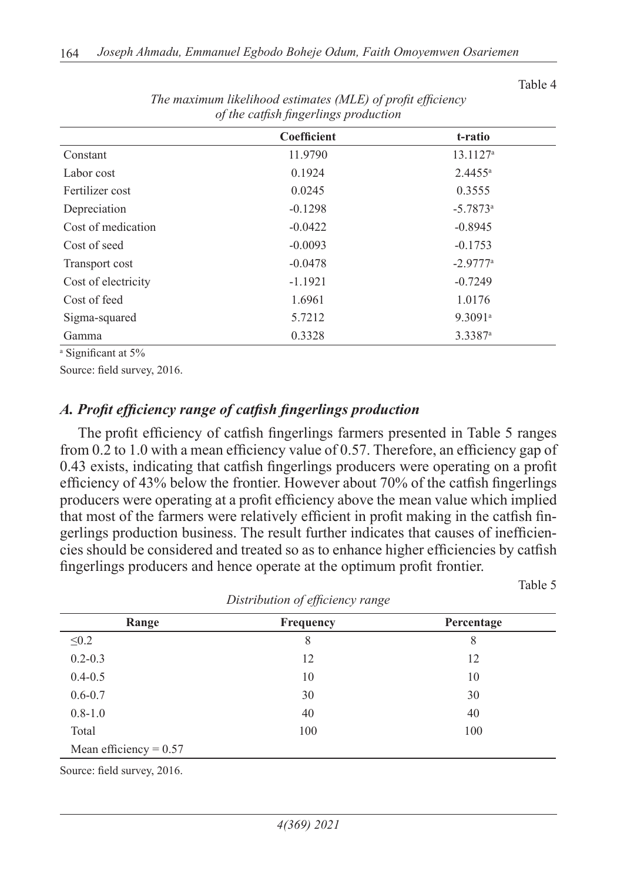Table 4

*The maximum likelihood estimates (MLE) of profit efficiency of the catfish fingerlings production*

| | Coefficient | t-ratio |
|---|---|---|
| Constant | 11.9790 | 13.1127[a] |
| Labor cost | 0.1924 | 2.4455[a] |
| Fertilizer cost | 0.0245 | 0.3555 |
| Depreciation | -0.1298 | -5.7873[a] |
| Cost of medication | -0.0422 | -0.8945 |
| Cost of seed | -0.0093 | -0.1753 |
| Transport cost | -0.0478 | -2.9777[a] |
| Cost of electricity | -1.1921 | -0.7249 |
| Cost of feed | 1.6961 | 1.0176 |
| Sigma-squared | 5.7212 | 9.3091[a] |
| Gamma | 0.3328 | 3.3387[a] |

[a] Significant at 5%

Source: field survey, 2016.

### *A. Profit efficiency range of catfish fingerlings production*

The profit efficiency of catfish fingerlings farmers presented in Table 5 ranges from 0.2 to 1.0 with a mean efficiency value of 0.57. Therefore, an efficiency gap of 0.43 exists, indicating that catfish fingerlings producers were operating on a profit efficiency of 43% below the frontier. However about 70% of the catfish fingerlings producers were operating at a profit efficiency above the mean value which implied that most of the farmers were relatively efficient in profit making in the catfish fingerlings production business. The result further indicates that causes of inefficiencies should be considered and treated so as to enhance higher efficiencies by catfish fingerlings producers and hence operate at the optimum profit frontier.

Table 5

*Distribution of efficiency range*

| Range | Frequency | Percentage |
|---|---|---|
| ≤0.2 | 8 | 8 |
| 0.2-0.3 | 12 | 12 |
| 0.4-0.5 | 10 | 10 |
| 0.6-0.7 | 30 | 30 |
| 0.8-1.0 | 40 | 40 |
| Total | 100 | 100 |
| Mean efficiency = 0.57 | | |

Source: field survey, 2016.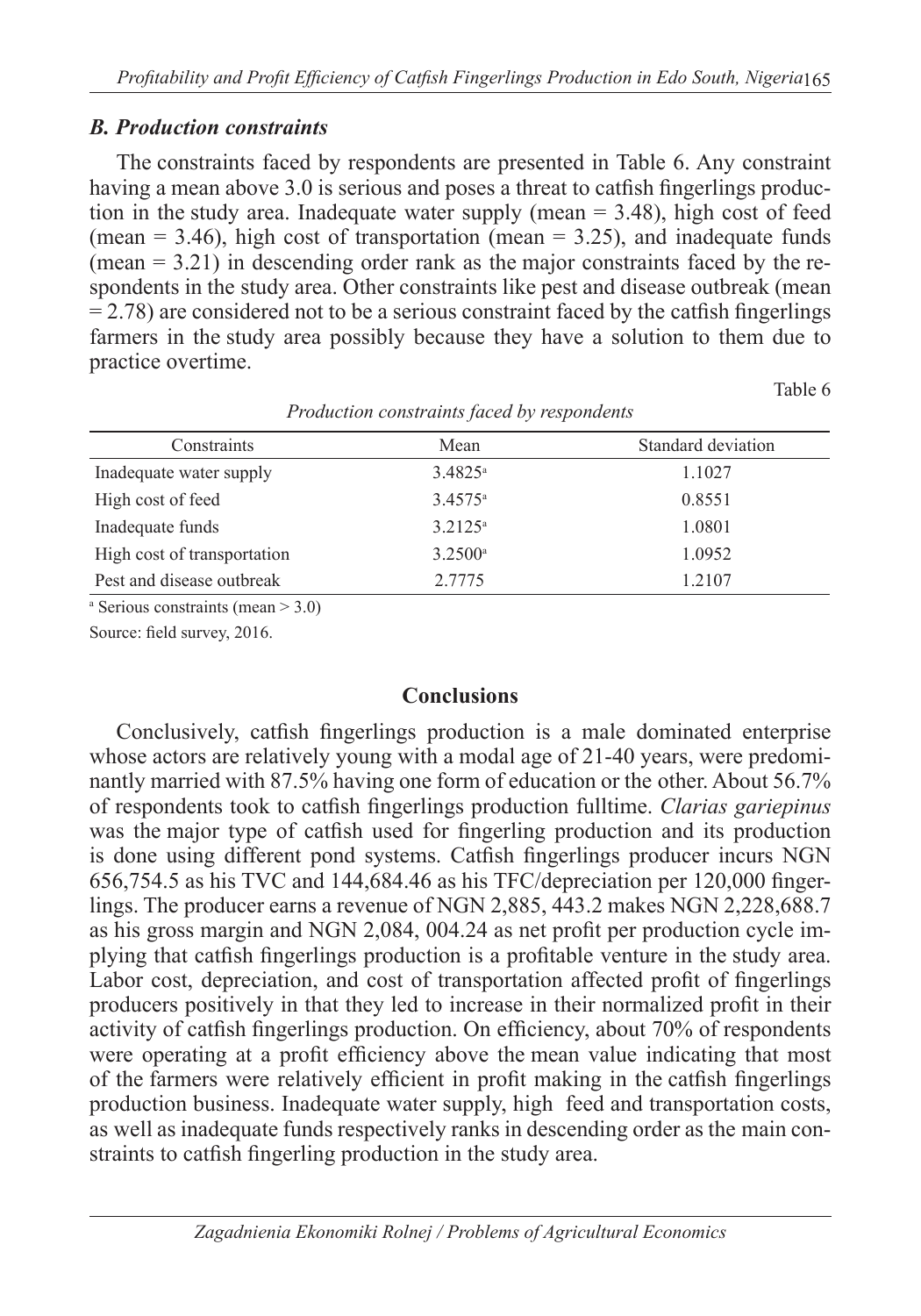### *B. Production constraints*

The constraints faced by respondents are presented in Table 6. Any constraint having a mean above 3.0 is serious and poses a threat to catfish fingerlings production in the study area. Inadequate water supply (mean = 3.48), high cost of feed (mean = 3.46), high cost of transportation (mean = 3.25), and inadequate funds (mean = 3.21) in descending order rank as the major constraints faced by the respondents in the study area. Other constraints like pest and disease outbreak (mean = 2.78) are considered not to be a serious constraint faced by the catfish fingerlings farmers in the study area possibly because they have a solution to them due to practice overtime.

Table 6

*Production constraints faced by respondents*

| Constraints | Mean | Standard deviation |
|---|---|---|
| Inadequate water supply | 3.4825[a] | 1.1027 |
| High cost of feed | 3.4575[a] | 0.8551 |
| Inadequate funds | 3.2125[a] | 1.0801 |
| High cost of transportation | 3.2500[a] | 1.0952 |
| Pest and disease outbreak | 2.7775 | 1.2107 |

[a] Serious constraints (mean > 3.0)

Source: field survey, 2016.

## Conclusions

Conclusively, catfish fingerlings production is a male dominated enterprise whose actors are relatively young with a modal age of 21-40 years, were predominantly married with 87.5% having one form of education or the other. About 56.7% of respondents took to catfish fingerlings production fulltime. *Clarias gariepinus* was the major type of catfish used for fingerling production and its production is done using different pond systems. Catfish fingerlings producer incurs NGN 656,754.5 as his TVC and 144,684.46 as his TFC/depreciation per 120,000 fingerlings. The producer earns a revenue of NGN 2,885, 443.2 makes NGN 2,228,688.7 as his gross margin and NGN 2,084, 004.24 as net profit per production cycle implying that catfish fingerlings production is a profitable venture in the study area. Labor cost, depreciation, and cost of transportation affected profit of fingerlings producers positively in that they led to increase in their normalized profit in their activity of catfish fingerlings production. On efficiency, about 70% of respondents were operating at a profit efficiency above the mean value indicating that most of the farmers were relatively efficient in profit making in the catfish fingerlings production business. Inadequate water supply, high feed and transportation costs, as well as inadequate funds respectively ranks in descending order as the main constraints to catfish fingerling production in the study area.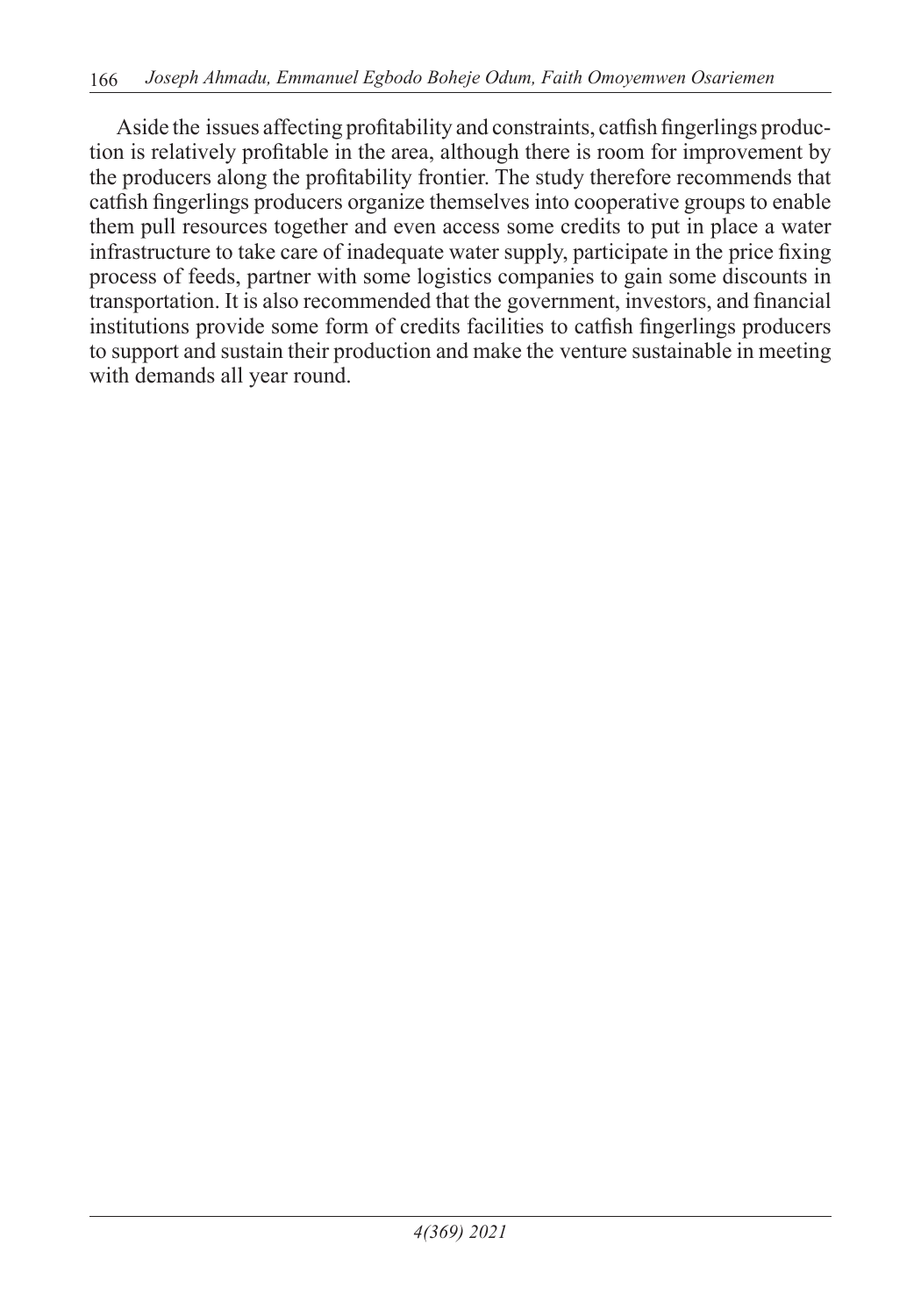Aside the issues affecting profitability and constraints, catfish fingerlings production is relatively profitable in the area, although there is room for improvement by the producers along the profitability frontier. The study therefore recommends that catfish fingerlings producers organize themselves into cooperative groups to enable them pull resources together and even access some credits to put in place a water infrastructure to take care of inadequate water supply, participate in the price fixing process of feeds, partner with some logistics companies to gain some discounts in transportation. It is also recommended that the government, investors, and financial institutions provide some form of credits facilities to catfish fingerlings producers to support and sustain their production and make the venture sustainable in meeting with demands all year round.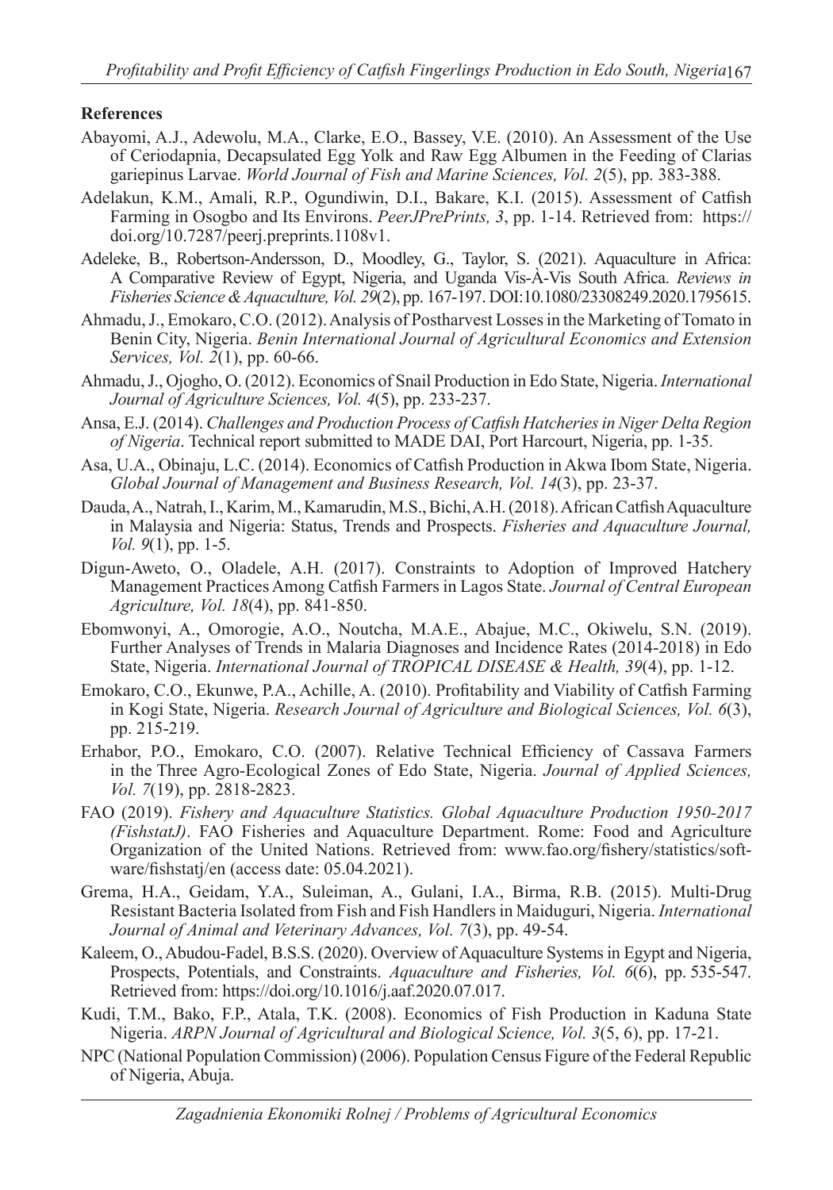## References

Abayomi, A.J., Adewolu, M.A., Clarke, E.O., Bassey, V.E. (2010). An Assessment of the Use of Ceriodapnia, Decapsulated Egg Yolk and Raw Egg Albumen in the Feeding of Clarias gariepinus Larvae. *World Journal of Fish and Marine Sciences, Vol. 2*(5), pp. 383-388.

Adelakun, K.M., Amali, R.P., Ogundiwin, D.I., Bakare, K.I. (2015). Assessment of Catfish Farming in Osogbo and Its Environs. *PeerJPrePrints, 3*, pp. 1-14. Retrieved from: https://doi.org/10.7287/peerj.preprints.1108v1.

Adeleke, B., Robertson-Andersson, D., Moodley, G., Taylor, S. (2021). Aquaculture in Africa: A Comparative Review of Egypt, Nigeria, and Uganda Vis-À-Vis South Africa. *Reviews in Fisheries Science & Aquaculture, Vol. 29*(2), pp. 167-197. DOI:10.1080/23308249.2020.1795615.

Ahmadu, J., Emokaro, C.O. (2012). Analysis of Postharvest Losses in the Marketing of Tomato in Benin City, Nigeria. *Benin International Journal of Agricultural Economics and Extension Services, Vol. 2*(1), pp. 60-66.

Ahmadu, J., Ojogho, O. (2012). Economics of Snail Production in Edo State, Nigeria. *International Journal of Agriculture Sciences, Vol. 4*(5), pp. 233-237.

Ansa, E.J. (2014). *Challenges and Production Process of Catfish Hatcheries in Niger Delta Region of Nigeria*. Technical report submitted to MADE DAI, Port Harcourt, Nigeria, pp. 1-35.

Asa, U.A., Obinaju, L.C. (2014). Economics of Catfish Production in Akwa Ibom State, Nigeria. *Global Journal of Management and Business Research, Vol. 14*(3), pp. 23-37.

Dauda, A., Natrah, I., Karim, M., Kamarudin, M.S., Bichi, A.H. (2018). African Catfish Aquaculture in Malaysia and Nigeria: Status, Trends and Prospects. *Fisheries and Aquaculture Journal, Vol. 9*(1), pp. 1-5.

Digun-Aweto, O., Oladele, A.H. (2017). Constraints to Adoption of Improved Hatchery Management Practices Among Catfish Farmers in Lagos State. *Journal of Central European Agriculture, Vol. 18*(4), pp. 841-850.

Ebomwonyi, A., Omorogie, A.O., Noutcha, M.A.E., Abajue, M.C., Okiwelu, S.N. (2019). Further Analyses of Trends in Malaria Diagnoses and Incidence Rates (2014-2018) in Edo State, Nigeria. *International Journal of TROPICAL DISEASE & Health, 39*(4), pp. 1-12.

Emokaro, C.O., Ekunwe, P.A., Achille, A. (2010). Profitability and Viability of Catfish Farming in Kogi State, Nigeria. *Research Journal of Agriculture and Biological Sciences, Vol. 6*(3), pp. 215-219.

Erhabor, P.O., Emokaro, C.O. (2007). Relative Technical Efficiency of Cassava Farmers in the Three Agro-Ecological Zones of Edo State, Nigeria. *Journal of Applied Sciences, Vol. 7*(19), pp. 2818-2823.

FAO (2019). *Fishery and Aquaculture Statistics. Global Aquaculture Production 1950-2017 (FishstatJ)*. FAO Fisheries and Aquaculture Department. Rome: Food and Agriculture Organization of the United Nations. Retrieved from: www.fao.org/fishery/statistics/software/fishstatj/en (access date: 05.04.2021).

Grema, H.A., Geidam, Y.A., Suleiman, A., Gulani, I.A., Birma, R.B. (2015). Multi-Drug Resistant Bacteria Isolated from Fish and Fish Handlers in Maiduguri, Nigeria. *International Journal of Animal and Veterinary Advances, Vol. 7*(3), pp. 49-54.

Kaleem, O., Abudou-Fadel, B.S.S. (2020). Overview of Aquaculture Systems in Egypt and Nigeria, Prospects, Potentials, and Constraints. *Aquaculture and Fisheries, Vol. 6*(6), pp. 535-547. Retrieved from: https://doi.org/10.1016/j.aaf.2020.07.017.

Kudi, T.M., Bako, F.P., Atala, T.K. (2008). Economics of Fish Production in Kaduna State Nigeria. *ARPN Journal of Agricultural and Biological Science, Vol. 3*(5, 6), pp. 17-21.

NPC (National Population Commission) (2006). Population Census Figure of the Federal Republic of Nigeria, Abuja.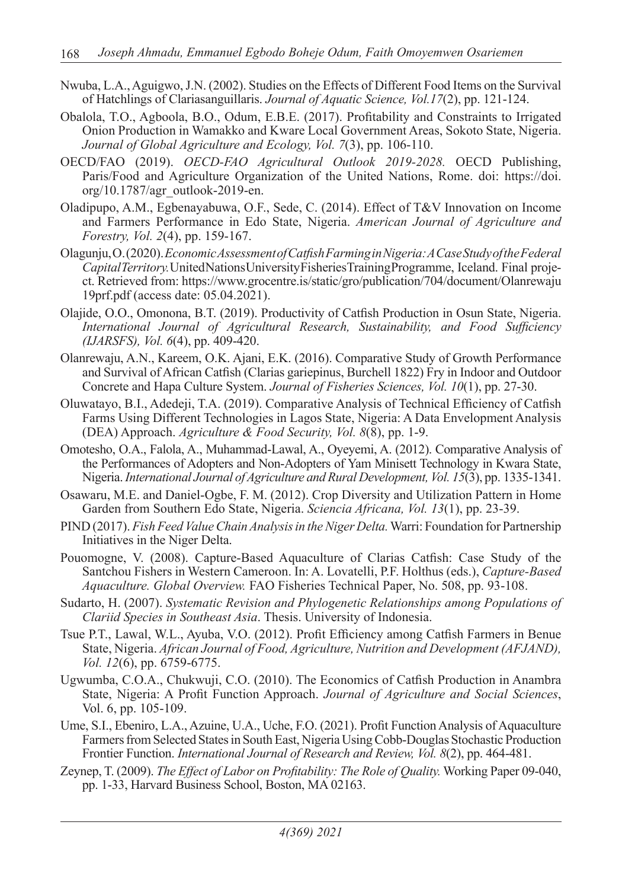Nwuba, L.A., Aguigwo, J.N. (2002). Studies on the Effects of Different Food Items on the Survival of Hatchlings of Clariasanguillaris. *Journal of Aquatic Science, Vol.17*(2), pp. 121-124.

Obalola, T.O., Agboola, B.O., Odum, E.B.E. (2017). Profitability and Constraints to Irrigated Onion Production in Wamakko and Kware Local Government Areas, Sokoto State, Nigeria. *Journal of Global Agriculture and Ecology, Vol. 7*(3), pp. 106-110.

OECD/FAO (2019). *OECD-FAO Agricultural Outlook 2019-2028.* OECD Publishing, Paris/Food and Agriculture Organization of the United Nations, Rome. doi: https://doi.org/10.1787/agr_outlook-2019-en.

Oladipupo, A.M., Egbenayabuwa, O.F., Sede, C. (2014). Effect of T&V Innovation on Income and Farmers Performance in Edo State, Nigeria. *American Journal of Agriculture and Forestry, Vol. 2*(4), pp. 159-167.

Olagunju, O. (2020). *Economic Assessment of Catfish Farming in Nigeria: A Case Study of the Federal Capital Territory.* United Nations University Fisheries Training Programme, Iceland. Final project. Retrieved from: https://www.grocentre.is/static/gro/publication/704/document/Olanrewaju19prf.pdf (access date: 05.04.2021).

Olajide, O.O., Omonona, B.T. (2019). Productivity of Catfish Production in Osun State, Nigeria. *International Journal of Agricultural Research, Sustainability, and Food Sufficiency (IJARSFS), Vol. 6*(4), pp. 409-420.

Olanrewaju, A.N., Kareem, O.K. Ajani, E.K. (2016). Comparative Study of Growth Performance and Survival of African Catfish (Clarias gariepinus, Burchell 1822) Fry in Indoor and Outdoor Concrete and Hapa Culture System. *Journal of Fisheries Sciences, Vol. 10*(1), pp. 27-30.

Oluwatayo, B.I., Adedeji, T.A. (2019). Comparative Analysis of Technical Efficiency of Catfish Farms Using Different Technologies in Lagos State, Nigeria: A Data Envelopment Analysis (DEA) Approach. *Agriculture & Food Security, Vol. 8*(8), pp. 1-9.

Omotesho, O.A., Falola, A., Muhammad-Lawal, A., Oyeyemi, A. (2012). Comparative Analysis of the Performances of Adopters and Non-Adopters of Yam Minisett Technology in Kwara State, Nigeria. *International Journal of Agriculture and Rural Development, Vol. 15*(3), pp. 1335-1341.

Osawaru, M.E. and Daniel-Ogbe, F. M. (2012). Crop Diversity and Utilization Pattern in Home Garden from Southern Edo State, Nigeria. *Sciencia Africana, Vol. 13*(1), pp. 23-39.

PIND (2017). *Fish Feed Value Chain Analysis in the Niger Delta.* Warri: Foundation for Partnership Initiatives in the Niger Delta.

Pouomogne, V. (2008). Capture-Based Aquaculture of Clarias Catfish: Case Study of the Santchou Fishers in Western Cameroon. In: A. Lovatelli, P.F. Holthus (eds.), *Capture-Based Aquaculture. Global Overview.* FAO Fisheries Technical Paper, No. 508, pp. 93-108.

Sudarto, H. (2007). *Systematic Revision and Phylogenetic Relationships among Populations of Clariid Species in Southeast Asia*. Thesis. University of Indonesia.

Tsue P.T., Lawal, W.L., Ayuba, V.O. (2012). Profit Efficiency among Catfish Farmers in Benue State, Nigeria. *African Journal of Food, Agriculture, Nutrition and Development (AFJAND), Vol. 12*(6), pp. 6759-6775.

Ugwumba, C.O.A., Chukwuji, C.O. (2010). The Economics of Catfish Production in Anambra State, Nigeria: A Profit Function Approach. *Journal of Agriculture and Social Sciences*, Vol. 6, pp. 105-109.

Ume, S.I., Ebeniro, L.A., Azuine, U.A., Uche, F.O. (2021). Profit Function Analysis of Aquaculture Farmers from Selected States in South East, Nigeria Using Cobb-Douglas Stochastic Production Frontier Function. *International Journal of Research and Review, Vol. 8*(2), pp. 464-481.

Zeynep, T. (2009). *The Effect of Labor on Profitability: The Role of Quality.* Working Paper 09-040, pp. 1-33, Harvard Business School, Boston, MA 02163.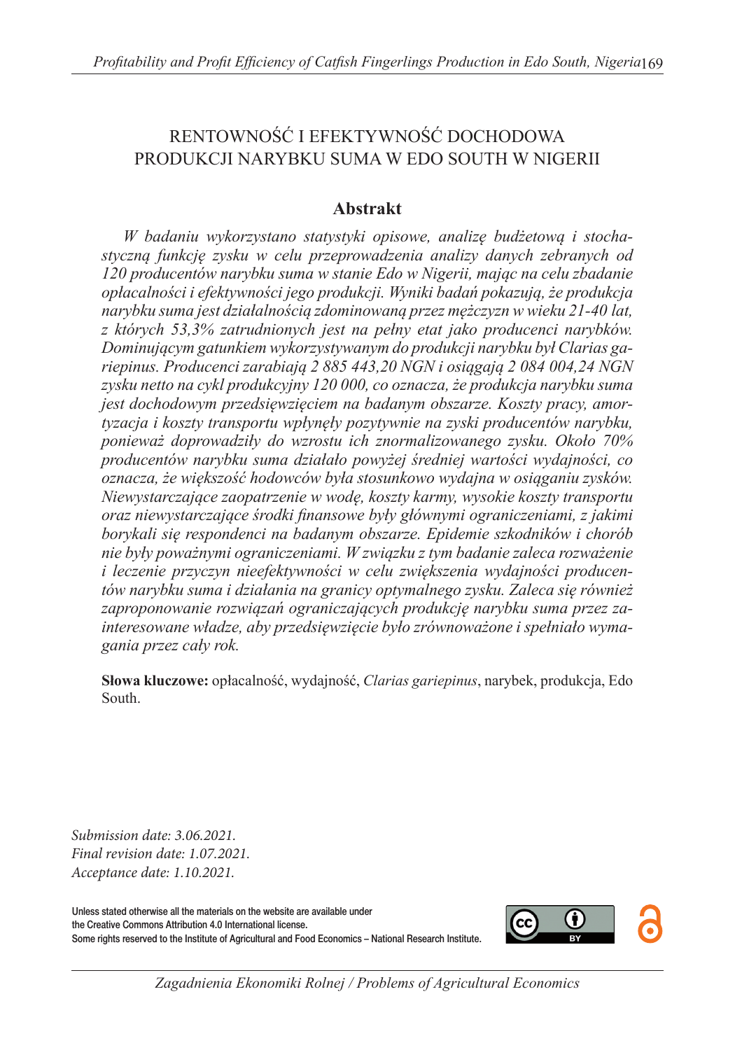# RENTOWNOŚĆ I EFEKTYWNOŚĆ DOCHODOWA PRODUKCJI NARYBKU SUMA W EDO SOUTH W NIGERII

## Abstrakt

*W badaniu wykorzystano statystyki opisowe, analizę budżetową i stochastyczną funkcję zysku w celu przeprowadzenia analizy danych zebranych od 120 producentów narybku suma w stanie Edo w Nigerii, mając na celu zbadanie opłacalności i efektywności jego produkcji. Wyniki badań pokazują, że produkcja narybku suma jest działalnością zdominowaną przez mężczyzn w wieku 21-40 lat, z których 53,3% zatrudnionych jest na pełny etat jako producenci narybków. Dominującym gatunkiem wykorzystywanym do produkcji narybku był Clarias gariepinus. Producenci zarabiają 2 885 443,20 NGN i osiągają 2 084 004,24 NGN zysku netto na cykl produkcyjny 120 000, co oznacza, że produkcja narybku suma jest dochodowym przedsięwzięciem na badanym obszarze. Koszty pracy, amortyzacja i koszty transportu wpłynęły pozytywnie na zyski producentów narybku, ponieważ doprowadziły do wzrostu ich znormalizowanego zysku. Około 70% producentów narybku suma działało powyżej średniej wartości wydajności, co oznacza, że większość hodowców była stosunkowo wydajna w osiąganiu zysków. Niewystarczające zaopatrzenie w wodę, koszty karmy, wysokie koszty transportu oraz niewystarczające środki finansowe były głównymi ograniczeniami, z jakimi borykali się respondenci na badanym obszarze. Epidemie szkodników i chorób nie były poważnymi ograniczeniami. W związku z tym badanie zaleca rozważenie i leczenie przyczyn nieefektywności w celu zwiększenia wydajności producentów narybku suma i działania na granicy optymalnego zysku. Zaleca się również zaproponowanie rozwiązań ograniczających produkcję narybku suma przez zainteresowane władze, aby przedsięwzięcie było zrównoważone i spełniało wymagania przez cały rok.*

**Słowa kluczowe:** opłacalność, wydajność, *Clarias gariepinus*, narybek, produkcja, Edo South.

*Submission date: 3.06.2021.*
*Final revision date: 1.07.2021.*
*Acceptance date: 1.10.2021.*

Unless stated otherwise all the materials on the website are available under the Creative Commons Attribution 4.0 International license.
Some rights reserved to the Institute of Agricultural and Food Economics – National Research Institute.